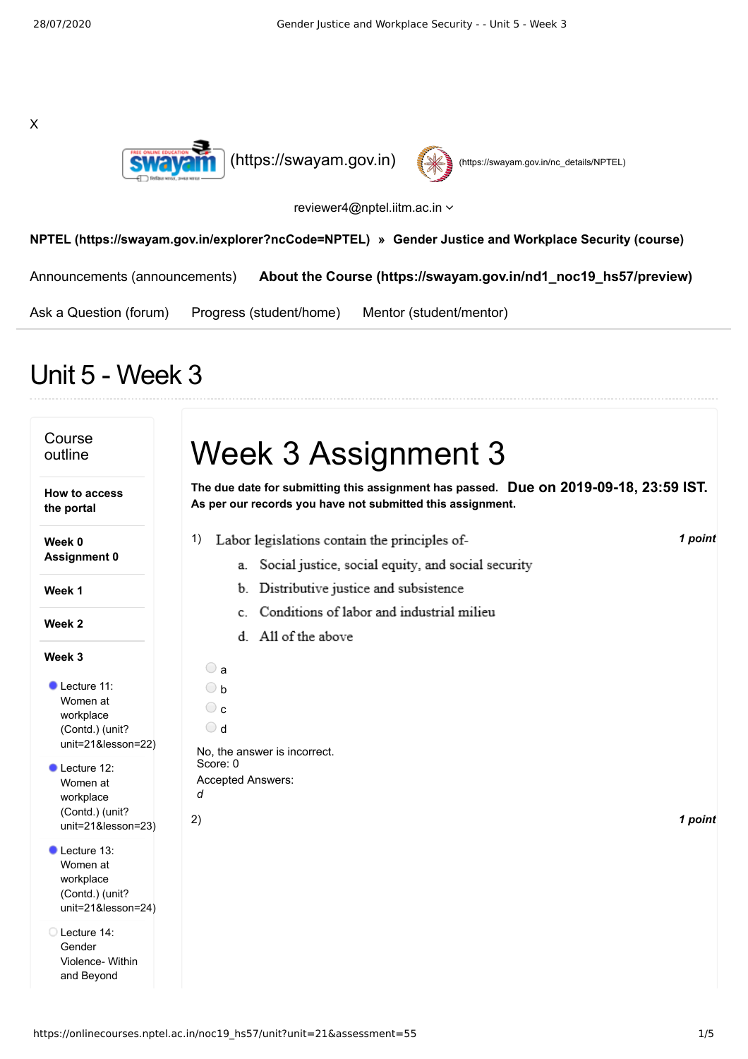X

(https://swayam.gov.in) (https://swayam.gov.in/nc_details/NPTEL)

reviewer4@nptel.iitm.ac.in

**NPTEL (https://swayam.gov.in/explorer?ncCode=NPTEL)** » **Gender Justice and Workplace Security (course)**

Announcements (announcements) **About the Course (https://swayam.gov.in/nd1_noc19_hs57/preview)**

Ask a Question (forum) Progress (student/home) Mentor (student/mentor)

# Unit 5 - Week 3

## Course outline

**How to access the portal**

**Week 0 Assignment 0**

**Week 1**

**Week 2**

**Week 3**

- Lecture 11: Women at workplace (Contd.) (unit?unit=21&lesson=22)
- Lecture 12: Women at workplace (Contd.) (unit?unit=21&lesson=23)
- Lecture 13: Women at workplace (Contd.) (unit?unit=21&lesson=24)
- Lecture 14: Gender Violence- Within and Beyond

# Week 3 Assignment 3

**The due date for submitting this assignment has passed.** **Due on 2019-09-18, 23:59 IST.**
**As per our records you have not submitted this assignment.**

1) Labor legislations contain the principles of- *1 point*

a. Social justice, social equity, and social security
b. Distributive justice and subsistence
c. Conditions of labor and industrial milieu
d. All of the above

- a
- b
- c
- d

No, the answer is incorrect.
Score: 0
Accepted Answers:
*d*

2) *1 point*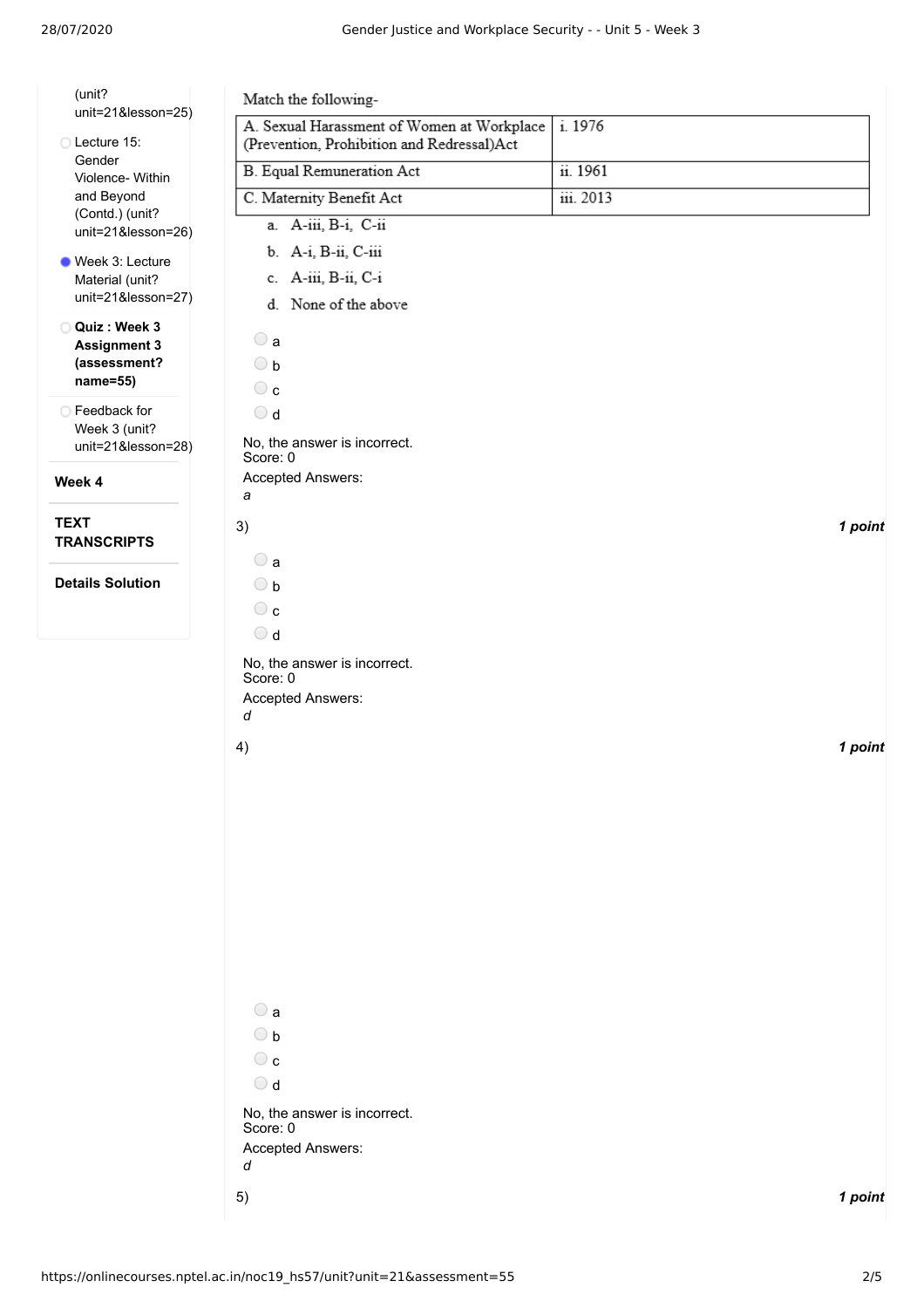(unit?unit=21&lesson=25)

- Lecture 15: Gender Violence- Within and Beyond (Contd.) (unit?unit=21&lesson=26)
- Week 3: Lecture Material (unit?unit=21&lesson=27)
- **Quiz : Week 3 Assignment 3 (assessment?name=55)**
- Feedback for Week 3 (unit?unit=21&lesson=28)

**Week 4**

**TEXT TRANSCRIPTS**

**Details Solution**

Match the following-

| A. Sexual Harassment of Women at Workplace (Prevention, Prohibition and Redressal)Act | i. 1976 |
|---|---|
| B. Equal Remuneration Act | ii. 1961 |
| C. Maternity Benefit Act | iii. 2013 |

a. A-iii, B-i, C-ii

b. A-i, B-ii, C-iii

c. A-iii, B-ii, C-i

d. None of the above

- a
- b
- c
- d

No, the answer is incorrect.
Score: 0

Accepted Answers:
*a*

3) *1 point*

- a
- b
- c
- d

No, the answer is incorrect.
Score: 0

Accepted Answers:
*d*

4) *1 point*

- a
- b
- c
- d

No, the answer is incorrect.
Score: 0

Accepted Answers:
*d*

5) *1 point*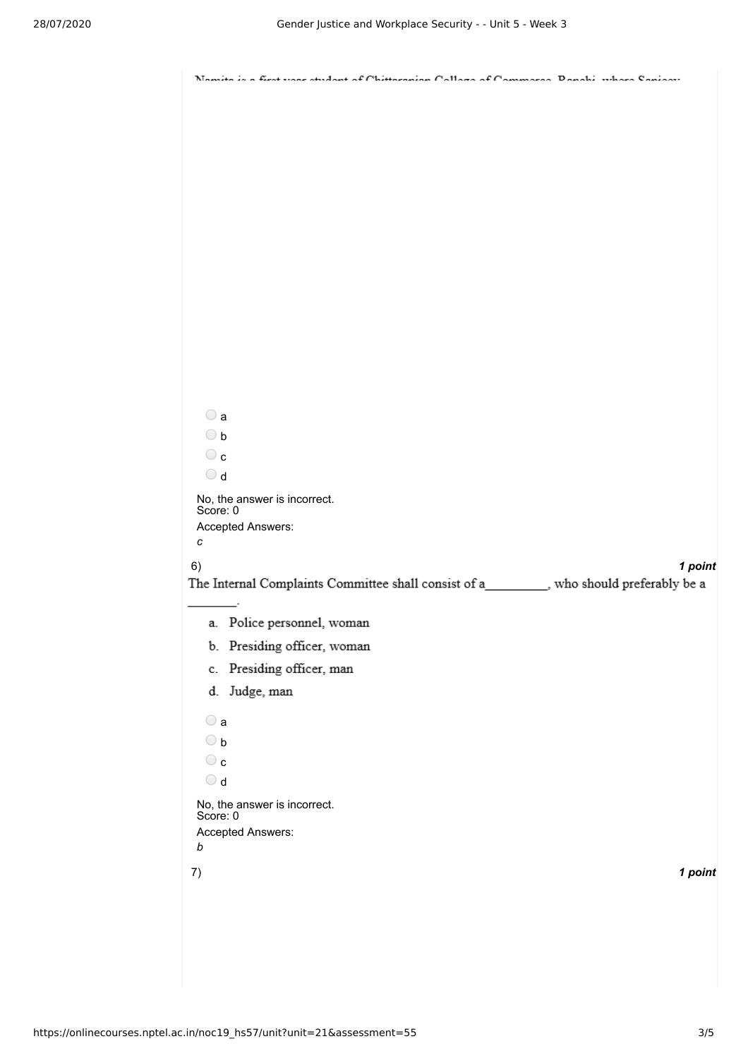Namita is a first year student of Chittaranjan College of Commerce, Ranchi, where Sanjeev

- a
- b
- c
- d

No, the answer is incorrect.
Score: 0

Accepted Answers:
*c*

6) ***1 point***

The Internal Complaints Committee shall consist of a\_\_\_\_\_\_\_\_\_\_, who should preferably be a \_\_\_\_\_\_\_\_.

a. Police personnel, woman
b. Presiding officer, woman
c. Presiding officer, man
d. Judge, man

- a
- b
- c
- d

No, the answer is incorrect.
Score: 0

Accepted Answers:
*b*

7) ***1 point***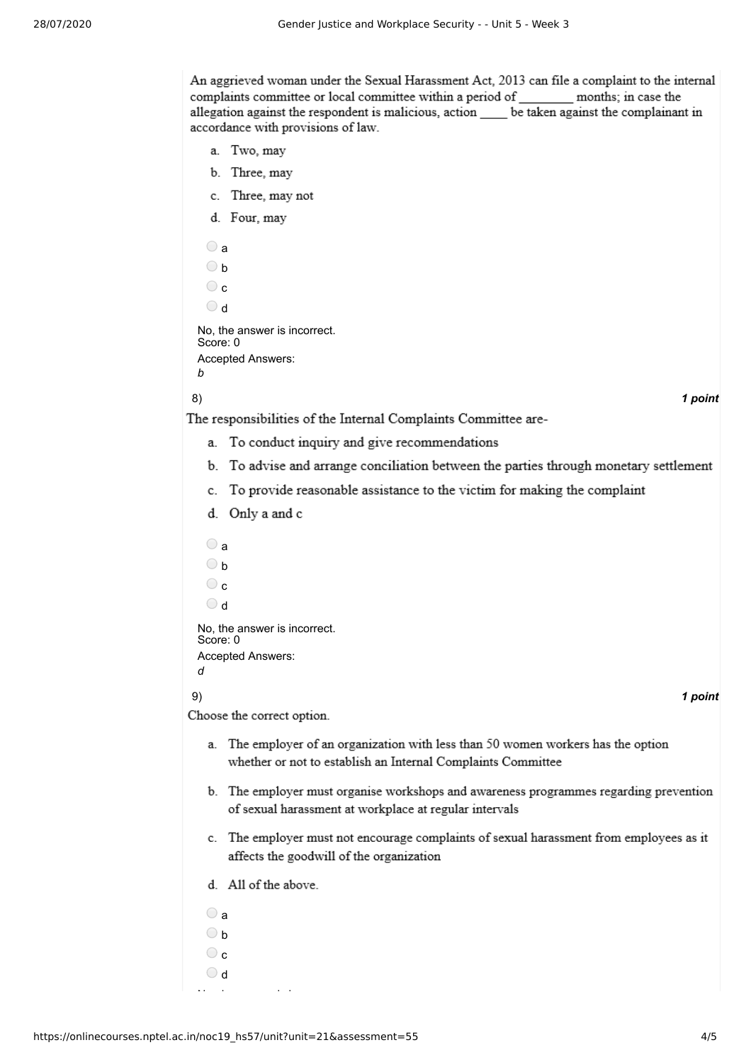An aggrieved woman under the Sexual Harassment Act, 2013 can file a complaint to the internal complaints committee or local committee within a period of ________ months; in case the allegation against the respondent is malicious, action ____ be taken against the complainant in accordance with provisions of law.

a. Two, may
b. Three, may
c. Three, may not
d. Four, may

- a
- b
- c
- d

No, the answer is incorrect.
Score: 0

Accepted Answers:
*b*

8) ***1 point***

The responsibilities of the Internal Complaints Committee are-

a. To conduct inquiry and give recommendations
b. To advise and arrange conciliation between the parties through monetary settlement
c. To provide reasonable assistance to the victim for making the complaint
d. Only a and c

- a
- b
- c
- d

No, the answer is incorrect.
Score: 0

Accepted Answers:
*d*

9) ***1 point***

Choose the correct option.

a. The employer of an organization with less than 50 women workers has the option whether or not to establish an Internal Complaints Committee
b. The employer must organise workshops and awareness programmes regarding prevention of sexual harassment at workplace at regular intervals
c. The employer must not encourage complaints of sexual harassment from employees as it affects the goodwill of the organization
d. All of the above.

- a
- b
- c
- d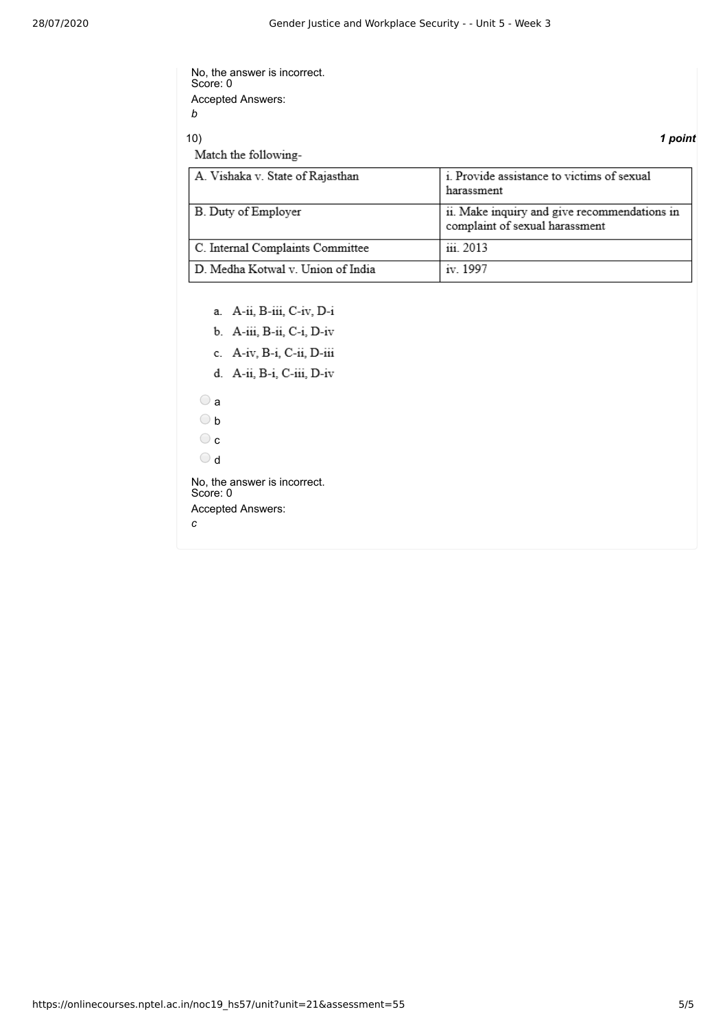No, the answer is incorrect.
Score: 0

Accepted Answers:

*b*

10) ***1 point***

Match the following-

| | |
|---|---|
| A. Vishaka v. State of Rajasthan | i. Provide assistance to victims of sexual harassment |
| B. Duty of Employer | ii. Make inquiry and give recommendations in complaint of sexual harassment |
| C. Internal Complaints Committee | iii. 2013 |
| D. Medha Kotwal v. Union of India | iv. 1997 |

a. A-ii, B-iii, C-iv, D-i

b. A-iii, B-ii, C-i, D-iv

c. A-iv, B-i, C-ii, D-iii

d. A-ii, B-i, C-iii, D-iv

- a
- b
- c
- d

No, the answer is incorrect.
Score: 0

Accepted Answers:

*c*